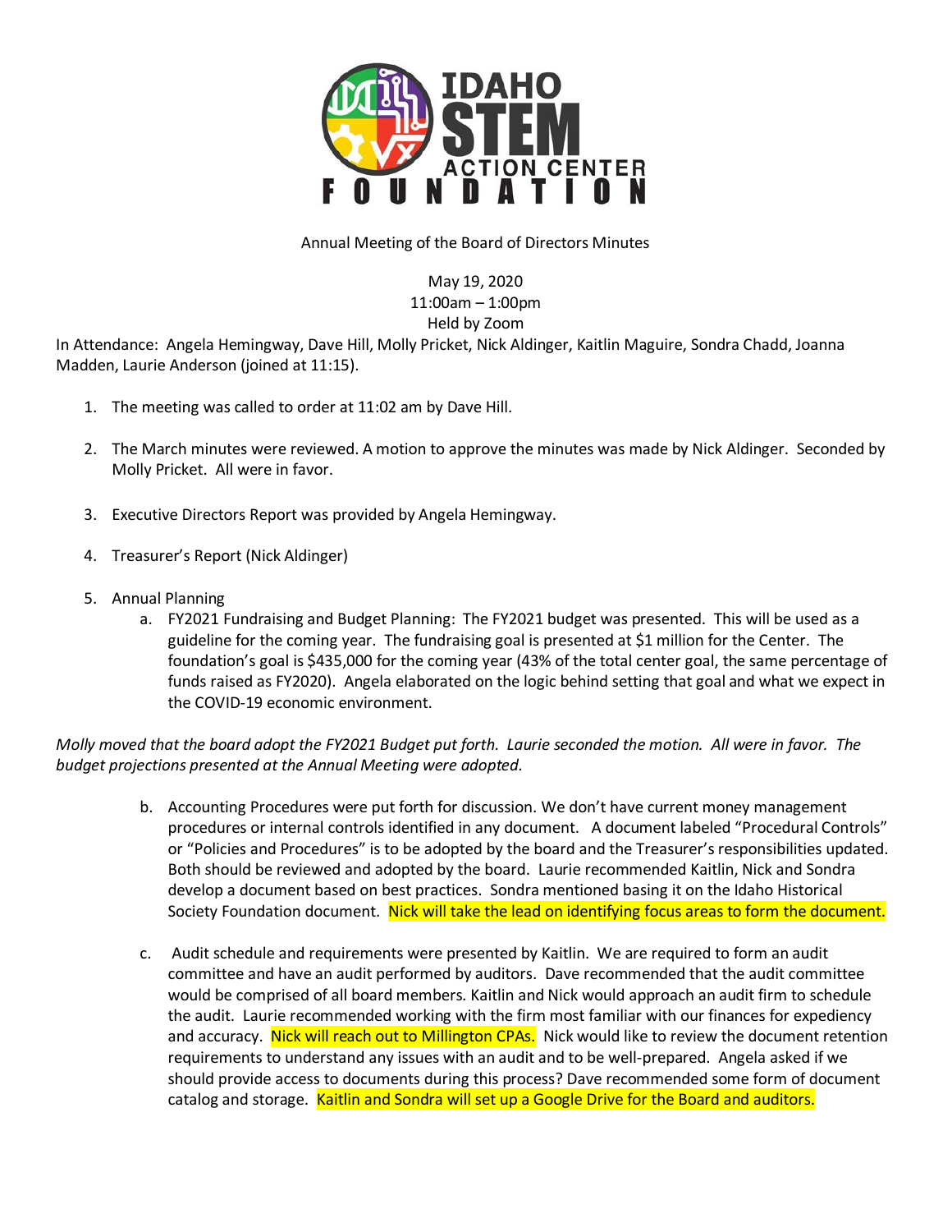# IDAHO STEM ACTION CENTER FOUNDATION

Annual Meeting of the Board of Directors Minutes

May 19, 2020
11:00am – 1:00pm
Held by Zoom

In Attendance: Angela Hemingway, Dave Hill, Molly Pricket, Nick Aldinger, Kaitlin Maguire, Sondra Chadd, Joanna Madden, Laurie Anderson (joined at 11:15).

1. The meeting was called to order at 11:02 am by Dave Hill.

2. The March minutes were reviewed. A motion to approve the minutes was made by Nick Aldinger. Seconded by Molly Pricket. All were in favor.

3. Executive Directors Report was provided by Angela Hemingway.

4. Treasurer's Report (Nick Aldinger)

5. Annual Planning
   a. FY2021 Fundraising and Budget Planning: The FY2021 budget was presented. This will be used as a guideline for the coming year. The fundraising goal is presented at $1 million for the Center. The foundation's goal is $435,000 for the coming year (43% of the total center goal, the same percentage of funds raised as FY2020). Angela elaborated on the logic behind setting that goal and what we expect in the COVID-19 economic environment.

*Molly moved that the board adopt the FY2021 Budget put forth. Laurie seconded the motion. All were in favor. The budget projections presented at the Annual Meeting were adopted.*

   b. Accounting Procedures were put forth for discussion. We don't have current money management procedures or internal controls identified in any document. A document labeled "Procedural Controls" or "Policies and Procedures" is to be adopted by the board and the Treasurer's responsibilities updated. Both should be reviewed and adopted by the board. Laurie recommended Kaitlin, Nick and Sondra develop a document based on best practices. Sondra mentioned basing it on the Idaho Historical Society Foundation document. Nick will take the lead on identifying focus areas to form the document.

   c. Audit schedule and requirements were presented by Kaitlin. We are required to form an audit committee and have an audit performed by auditors. Dave recommended that the audit committee would be comprised of all board members. Kaitlin and Nick would approach an audit firm to schedule the audit. Laurie recommended working with the firm most familiar with our finances for expediency and accuracy. Nick will reach out to Millington CPAs. Nick would like to review the document retention requirements to understand any issues with an audit and to be well-prepared. Angela asked if we should provide access to documents during this process? Dave recommended some form of document catalog and storage. Kaitlin and Sondra will set up a Google Drive for the Board and auditors.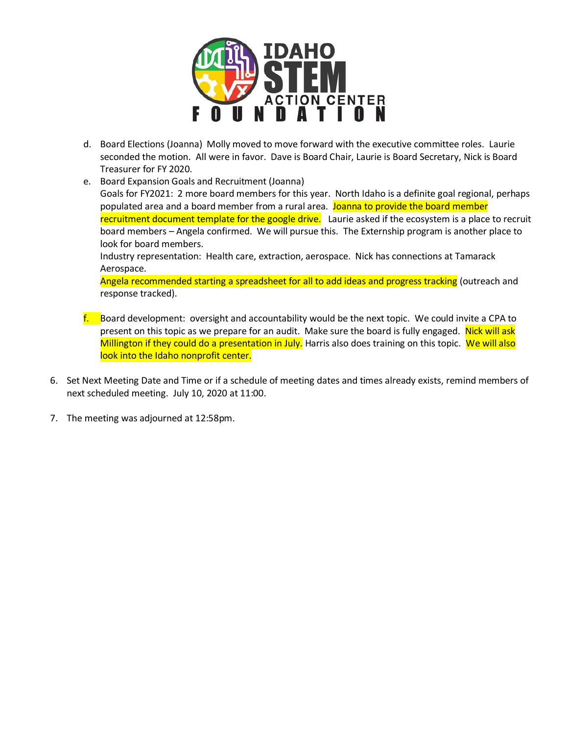d. Board Elections (Joanna) Molly moved to move forward with the executive committee roles. Laurie seconded the motion. All were in favor. Dave is Board Chair, Laurie is Board Secretary, Nick is Board Treasurer for FY 2020.

e. Board Expansion Goals and Recruitment (Joanna)
Goals for FY2021: 2 more board members for this year. North Idaho is a definite goal regional, perhaps populated area and a board member from a rural area. Joanna to provide the board member recruitment document template for the google drive. Laurie asked if the ecosystem is a place to recruit board members – Angela confirmed. We will pursue this. The Externship program is another place to look for board members.
Industry representation: Health care, extraction, aerospace. Nick has connections at Tamarack Aerospace.
Angela recommended starting a spreadsheet for all to add ideas and progress tracking (outreach and response tracked).

f. Board development: oversight and accountability would be the next topic. We could invite a CPA to present on this topic as we prepare for an audit. Make sure the board is fully engaged. Nick will ask Millington if they could do a presentation in July. Harris also does training on this topic. We will also look into the Idaho nonprofit center.

6. Set Next Meeting Date and Time or if a schedule of meeting dates and times already exists, remind members of next scheduled meeting. July 10, 2020 at 11:00.

7. The meeting was adjourned at 12:58pm.